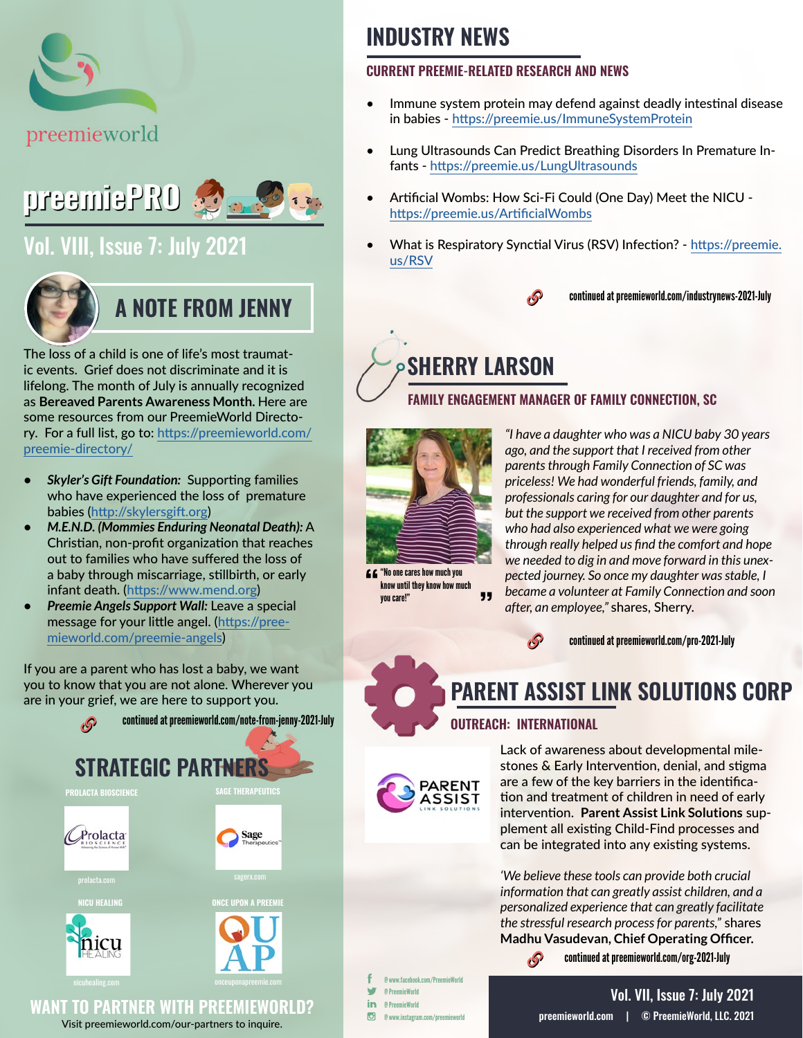preemieworld

# preemiePRO

## Vol. VIII, Issue 7: July 2021

## A NOTE FROM JENNY

The loss of a child is one of life's most traumatic events. Grief does not discriminate and it is lifelong. The month of July is annually recognized as **Bereaved Parents Awareness Month.** Here are some resources from our PreemieWorld Directory. For a full list, go to: https://preemieworld.com/preemie-directory/

- ***Skyler's Gift Foundation:*** Supporting families who have experienced the loss of premature babies (http://skylersgift.org)
- ***M.E.N.D. (Mommies Enduring Neonatal Death):*** A Christian, non-profit organization that reaches out to families who have suffered the loss of a baby through miscarriage, stillbirth, or early infant death. (https://www.mend.org)
- ***Preemie Angels Support Wall:*** Leave a special message for your little angel. (https://preemieworld.com/preemie-angels)

If you are a parent who has lost a baby, we want you to know that you are not alone. Wherever you are in your grief, we are here to support you.

continued at preemieworld.com/note-from-jenny-2021-July

## STRATEGIC PARTNERS

PROLACTA BIOSCIENCE — prolacta.com

SAGE THERAPEUTICS — sagerx.com

NICU HEALING — nicuhealing.com

ONCE UPON A PREEMIE — onceuponapreemie.com

## WANT TO PARTNER WITH PREEMIEWORLD?

Visit preemieworld.com/our-partners to inquire.

## INDUSTRY NEWS

### CURRENT PREEMIE-RELATED RESEARCH AND NEWS

- Immune system protein may defend against deadly intestinal disease in babies - https://preemie.us/ImmuneSystemProtein
- Lung Ultrasounds Can Predict Breathing Disorders In Premature Infants - https://preemie.us/LungUltrasounds
- Artificial Wombs: How Sci-Fi Could (One Day) Meet the NICU - https://preemie.us/ArtificialWombs
- What is Respiratory Synctial Virus (RSV) Infection? - https://preemie.us/RSV

continued at preemieworld.com/industrynews-2021-July

## SHERRY LARSON

### FAMILY ENGAGEMENT MANAGER OF FAMILY CONNECTION, SC

"No one cares how much you know until they know how much you care!"

*"I have a daughter who was a NICU baby 30 years ago, and the support that I received from other parents through Family Connection of SC was priceless! We had wonderful friends, family, and professionals caring for our daughter and for us, but the support we received from other parents who had also experienced what we were going through really helped us find the comfort and hope we needed to dig in and move forward in this unexpected journey. So once my daughter was stable, I became a volunteer at Family Connection and soon after, an employee,"* shares, Sherry.

continued at preemieworld.com/pro-2021-July

## PARENT ASSIST LINK SOLUTIONS CORP

### OUTREACH: INTERNATIONAL

Lack of awareness about developmental milestones & Early Intervention, denial, and stigma are a few of the key barriers in the identification and treatment of children in need of early intervention. **Parent Assist Link Solutions** supplement all existing Child-Find processes and can be integrated into any existing systems.

*'We believe these tools can provide both crucial information that can greatly assist children, and a personalized experience that can greatly facilitate the stressful research process for parents,"* shares **Madhu Vasudevan, Chief Operating Officer.**

continued at preemieworld.com/org-2021-July

@www.facebook.com/PreemieWorld
@PreemieWorld
@PreemieWorld
@www.instagram.com/preemieworld

Vol. VII, Issue 7: July 2021
preemieworld.com | © PreemieWorld, LLC. 2021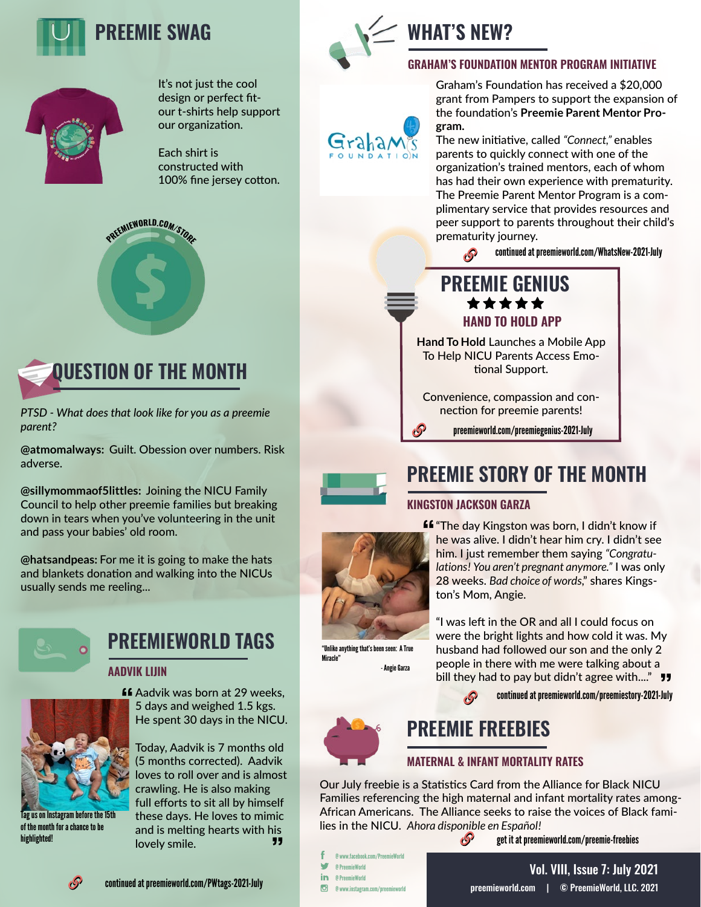## PREEMIE SWAG

It's not just the cool design or perfect fit- our t-shirts help support our organization.

Each shirt is constructed with 100% fine jersey cotton.

PREEMIEWORLD.COM/STORE

## QUESTION OF THE MONTH

*PTSD - What does that look like for you as a preemie parent?*

**@atmomalways:** Guilt. Obession over numbers. Risk adverse.

**@sillymommaof5littles:** Joining the NICU Family Council to help other preemie families but breaking down in tears when you've volunteering in the unit and pass your babies' old room.

**@hatsandpeas:** For me it is going to make the hats and blankets donation and walking into the NICUs usually sends me reeling...

## PREEMIEWORLD TAGS

### AADVIK LIJIN

"Aadvik was born at 29 weeks, 5 days and weighed 1.5 kgs. He spent 30 days in the NICU.

Today, Aadvik is 7 months old (5 months corrected). Aadvik loves to roll over and is almost crawling. He is also making full efforts to sit all by himself these days. He loves to mimic and is melting hearts with his lovely smile."

Tag us on Instagram before the 15th of the month for a chance to be highlighted!

continued at preemieworld.com/PWtags-2021-July

## WHAT'S NEW?

### GRAHAM'S FOUNDATION MENTOR PROGRAM INITIATIVE

Graham's Foundation has received a $20,000 grant from Pampers to support the expansion of the foundation's **Preemie Parent Mentor Program.**

The new initiative, called *"Connect,"* enables parents to quickly connect with one of the organization's trained mentors, each of whom has had their own experience with prematurity. The Preemie Parent Mentor Program is a complimentary service that provides resources and peer support to parents throughout their child's prematurity journey.

continued at preemieworld.com/WhatsNew-2021-July

## PREEMIE GENIUS

★★★★★

### HAND TO HOLD APP

**Hand To Hold** Launches a Mobile App To Help NICU Parents Access Emotional Support.

Convenience, compassion and connection for preemie parents!

preemieworld.com/preemiegenius-2021-July

## PREEMIE STORY OF THE MONTH

### KINGSTON JACKSON GARZA

"The day Kingston was born, I didn't know if he was alive. I didn't hear him cry. I didn't see him. I just remember them saying *"Congratulations! You aren't pregnant anymore."* I was only 28 weeks. *Bad choice of words*," shares Kingston's Mom, Angie.

"I was left in the OR and all I could focus on were the bright lights and how cold it was. My husband had followed our son and the only 2 people in there with me were talking about a bill they had to pay but didn't agree with...."

"Unlike anything that's been seen: A True Miracle"

- Angie Garza

continued at preemieworld.com/preemiestory-2021-July

## PREEMIE FREEBIES

### MATERNAL & INFANT MORTALITY RATES

Our July freebie is a Statistics Card from the Alliance for Black NICU Families referencing the high maternal and infant mortality rates among-African Americans. The Alliance seeks to raise the voices of Black families in the NICU. *Ahora disponible en Español!*

get it at preemieworld.com/preemie-freebies

@www.facebook.com/PreemieWorld
@PreemieWorld
@PreemieWorld
@www.instagram.com/preemieworld

Vol. VIII, Issue 7: July 2021

preemieworld.com | © PreemieWorld, LLC. 2021